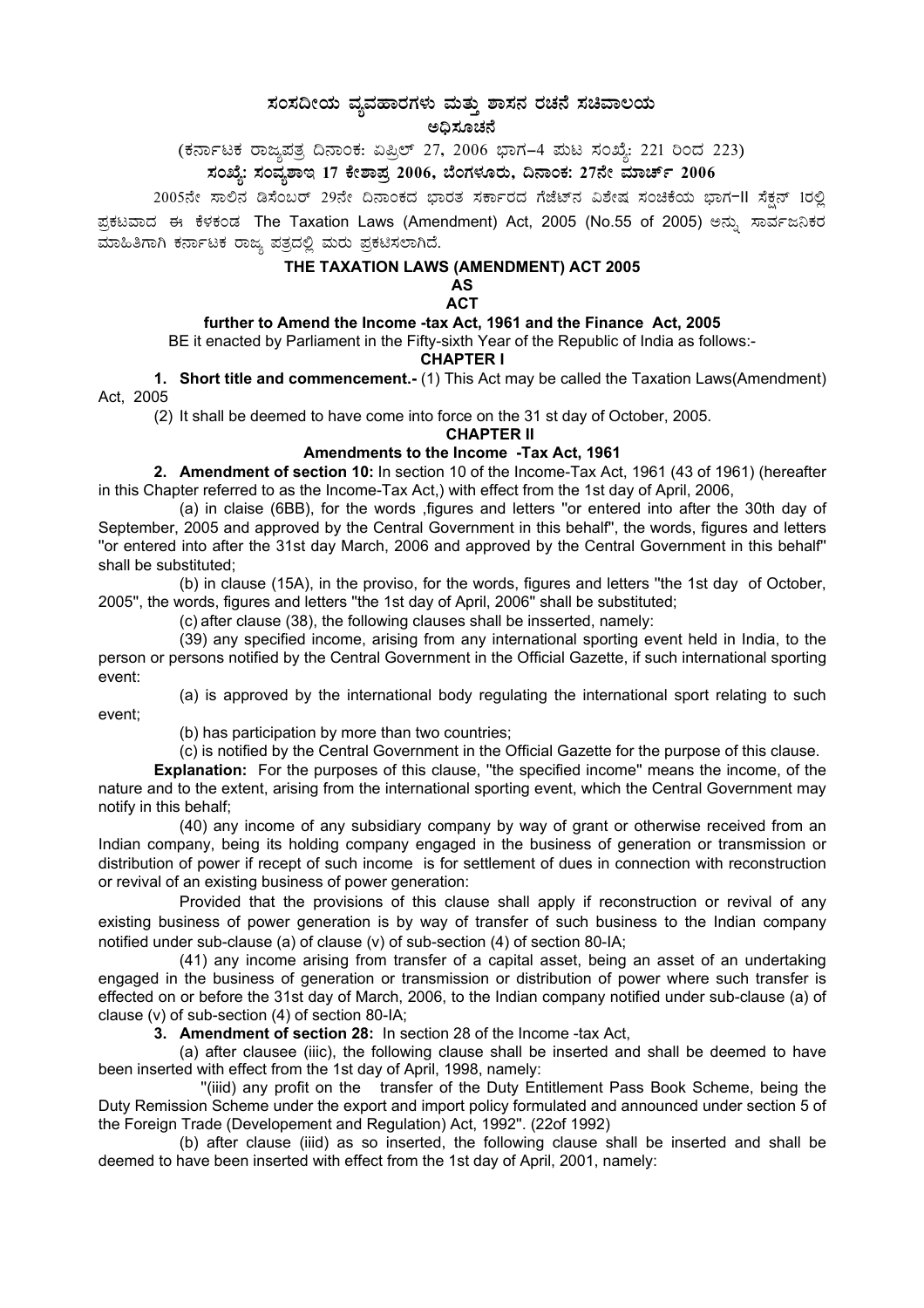# ಸಂಸದೀಯ ವ್ಯವಹಾರಗಳು ಮತ್ತು ಶಾಸನ ರಚನೆ ಸಚಿವಾಲಯ

## ಅಧಿಸೂಚನೆ

(ಕರ್ನಾಟಕ ರಾಜ್ಯಪತ್ರ ದಿನಾಂಕ: ಏಪ್ರಿಲ್ 27, 2006 ಭಾಗ–4 ಪುಟ ಸಂಖ್ಯೆ: 221 ರಿಂದ 223)

**ಸಂಖ್ಯೆ: ಸಂವ್ಯಶಾಇ 17 ಕೇಶಾಪ್ರ 2006, ಬೆಂಗಳೂರು, ದಿನಾಂಕ: 27ನೇ ಮಾರ್ಚ್ 2006**

2005ನೇ ಸಾಲಿನ ಡಿಸೆಂಬರ್ 29ನೇ ದಿನಾಂಕದ ಭಾರತ ಸರ್ಕಾರದ ಗೆಜೆಟ್‌ನ ವಿಶೇಷ ಸಂಚಿಕೆಯ ಭಾಗ-II ಸೆಕ್ಷನ್ 1ರಲ್ಲಿ ಪ್ರಕಟವಾದ ಈ ಕೆಳಕಂಡ The Taxation Laws (Amendment) Act, 2005 (No.55 of 2005) ಅನ್ನು ಸಾರ್ವಜನಿಕರ ಮಾಹಿತಿಗಾಗಿ ಕರ್ನಾಟಕ ರಾಜ್ಯ ಪತ್ರದಲ್ಲಿ ಮರು ಪ್ರಕಟಿಸಲಾಗಿದೆ.

**THE TAXATION LAWS (AMENDMENT) ACT 2005**

**AS**

**ACT**

**further to Amend the Income -tax Act, 1961 and the Finance Act, 2005**

BE it enacted by Parliament in the Fifty-sixth Year of the Republic of India as follows:-

**CHAPTER I**

**1. Short title and commencement.-** (1) This Act may be called the Taxation Laws(Amendment) Act, 2005

(2) It shall be deemed to have come into force on the 31 st day of October, 2005.

**CHAPTER II**

**Amendments to the Income -Tax Act, 1961**

**2. Amendment of section 10:** In section 10 of the Income-Tax Act, 1961 (43 of 1961) (hereafter in this Chapter referred to as the Income-Tax Act,) with effect from the 1st day of April, 2006,

(a) in claise (6BB), for the words ,figures and letters "or entered into after the 30th day of September, 2005 and approved by the Central Government in this behalf", the words, figures and letters "or entered into after the 31st day March, 2006 and approved by the Central Government in this behalf" shall be substituted;

(b) in clause (15A), in the proviso, for the words, figures and letters "the 1st day of October, 2005", the words, figures and letters "the 1st day of April, 2006" shall be substituted;

(c) after clause (38), the following clauses shall be insserted, namely:

(39) any specified income, arising from any international sporting event held in India, to the person or persons notified by the Central Government in the Official Gazette, if such international sporting event:

(a) is approved by the international body regulating the international sport relating to such event;

(b) has participation by more than two countries;

(c) is notified by the Central Government in the Official Gazette for the purpose of this clause.

**Explanation:** For the purposes of this clause, "the specified income" means the income, of the nature and to the extent, arising from the international sporting event, which the Central Government may notify in this behalf;

(40) any income of any subsidiary company by way of grant or otherwise received from an Indian company, being its holding company engaged in the business of generation or transmission or distribution of power if recept of such income is for settlement of dues in connection with reconstruction or revival of an existing business of power generation:

Provided that the provisions of this clause shall apply if reconstruction or revival of any existing business of power generation is by way of transfer of such business to the Indian company notified under sub-clause (a) of clause (v) of sub-section (4) of section 80-IA;

(41) any income arising from transfer of a capital asset, being an asset of an undertaking engaged in the business of generation or transmission or distribution of power where such transfer is effected on or before the 31st day of March, 2006, to the Indian company notified under sub-clause (a) of clause (v) of sub-section (4) of section 80-IA;

**3. Amendment of section 28:** In section 28 of the Income -tax Act,

(a) after clausee (iiic), the following clause shall be inserted and shall be deemed to have been inserted with effect from the 1st day of April, 1998, namely:

"(iiid) any profit on the transfer of the Duty Entitlement Pass Book Scheme, being the Duty Remission Scheme under the export and import policy formulated and announced under section 5 of the Foreign Trade (Developement and Regulation) Act, 1992". (22of 1992)

(b) after clause (iiid) as so inserted, the following clause shall be inserted and shall be deemed to have been inserted with effect from the 1st day of April, 2001, namely: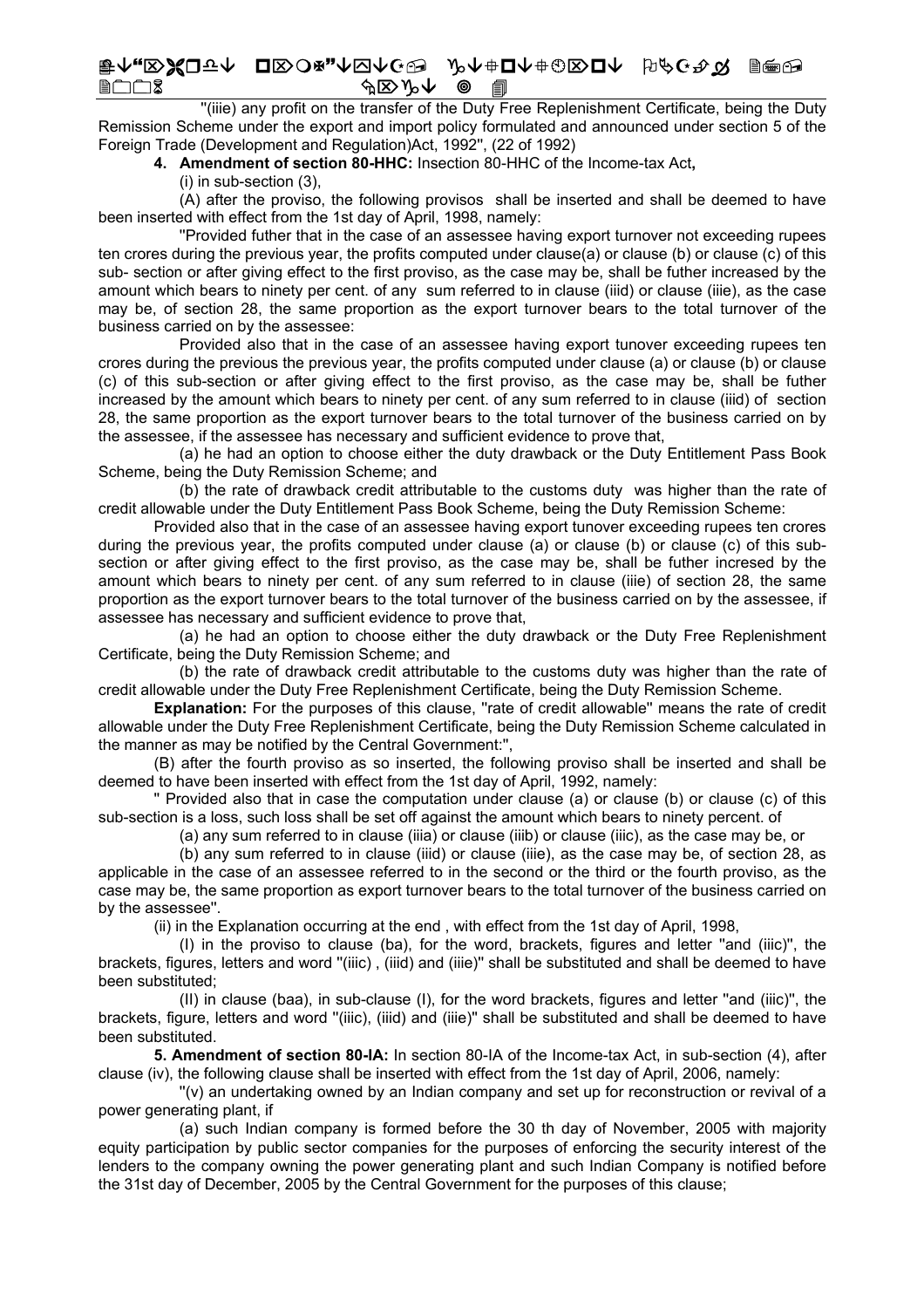"(iiie) any profit on the transfer of the Duty Free Replenishment Certificate, being the Duty Remission Scheme under the export and import policy formulated and announced under section 5 of the Foreign Trade (Development and Regulation)Act, 1992", (22 of 1992)

**4. Amendment of section 80-HHC:** Insection 80-HHC of the Income-tax Act**,**

(i) in sub-section (3),

(A) after the proviso, the following provisos shall be inserted and shall be deemed to have been inserted with effect from the 1st day of April, 1998, namely:

"Provided futher that in the case of an assessee having export turnover not exceeding rupees ten crores during the previous year, the profits computed under clause(a) or clause (b) or clause (c) of this sub- section or after giving effect to the first proviso, as the case may be, shall be futher increased by the amount which bears to ninety per cent. of any sum referred to in clause (iiid) or clause (iiie), as the case may be, of section 28, the same proportion as the export turnover bears to the total turnover of the business carried on by the assessee:

Provided also that in the case of an assessee having export tunover exceeding rupees ten crores during the previous the previous year, the profits computed under clause (a) or clause (b) or clause (c) of this sub-section or after giving effect to the first proviso, as the case may be, shall be futher increased by the amount which bears to ninety per cent. of any sum referred to in clause (iiid) of section 28, the same proportion as the export turnover bears to the total turnover of the business carried on by the assessee, if the assessee has necessary and sufficient evidence to prove that,

(a) he had an option to choose either the duty drawback or the Duty Entitlement Pass Book Scheme, being the Duty Remission Scheme; and

(b) the rate of drawback credit attributable to the customs duty was higher than the rate of credit allowable under the Duty Entitlement Pass Book Scheme, being the Duty Remission Scheme:

Provided also that in the case of an assessee having export tunover exceeding rupees ten crores during the previous year, the profits computed under clause (a) or clause (b) or clause (c) of this sub-section or after giving effect to the first proviso, as the case may be, shall be futher incresed by the amount which bears to ninety per cent. of any sum referred to in clause (iiie) of section 28, the same proportion as the export turnover bears to the total turnover of the business carried on by the assessee, if assessee has necessary and sufficient evidence to prove that,

(a) he had an option to choose either the duty drawback or the Duty Free Replenishment Certificate, being the Duty Remission Scheme; and

(b) the rate of drawback credit attributable to the customs duty was higher than the rate of credit allowable under the Duty Free Replenishment Certificate, being the Duty Remission Scheme.

**Explanation:** For the purposes of this clause, "rate of credit allowable" means the rate of credit allowable under the Duty Free Replenishment Certificate, being the Duty Remission Scheme calculated in the manner as may be notified by the Central Government:",

(B) after the fourth proviso as so inserted, the following proviso shall be inserted and shall be deemed to have been inserted with effect from the 1st day of April, 1992, namely:

" Provided also that in case the computation under clause (a) or clause (b) or clause (c) of this sub-section is a loss, such loss shall be set off against the amount which bears to ninety percent. of

(a) any sum referred to in clause (iiia) or clause (iiib) or clause (iiic), as the case may be, or

(b) any sum referred to in clause (iiid) or clause (iiie), as the case may be, of section 28, as applicable in the case of an assessee referred to in the second or the third or the fourth proviso, as the case may be, the same proportion as export turnover bears to the total turnover of the business carried on by the assessee".

(ii) in the Explanation occurring at the end , with effect from the 1st day of April, 1998,

(I) in the proviso to clause (ba), for the word, brackets, figures and letter "and (iiic)", the brackets, figures, letters and word "(iiic) , (iiid) and (iiie)" shall be substituted and shall be deemed to have been substituted;

(II) in clause (baa), in sub-clause (I), for the word brackets, figures and letter "and (iiic)", the brackets, figure, letters and word "(iiic), (iiid) and (iiie)" shall be substituted and shall be deemed to have been substituted.

**5. Amendment of section 80-IA:** In section 80-IA of the Income-tax Act, in sub-section (4), after clause (iv), the following clause shall be inserted with effect from the 1st day of April, 2006, namely:

"(v) an undertaking owned by an Indian company and set up for reconstruction or revival of a power generating plant, if

(a) such Indian company is formed before the 30 th day of November, 2005 with majority equity participation by public sector companies for the purposes of enforcing the security interest of the lenders to the company owning the power generating plant and such Indian Company is notified before the 31st day of December, 2005 by the Central Government for the purposes of this clause;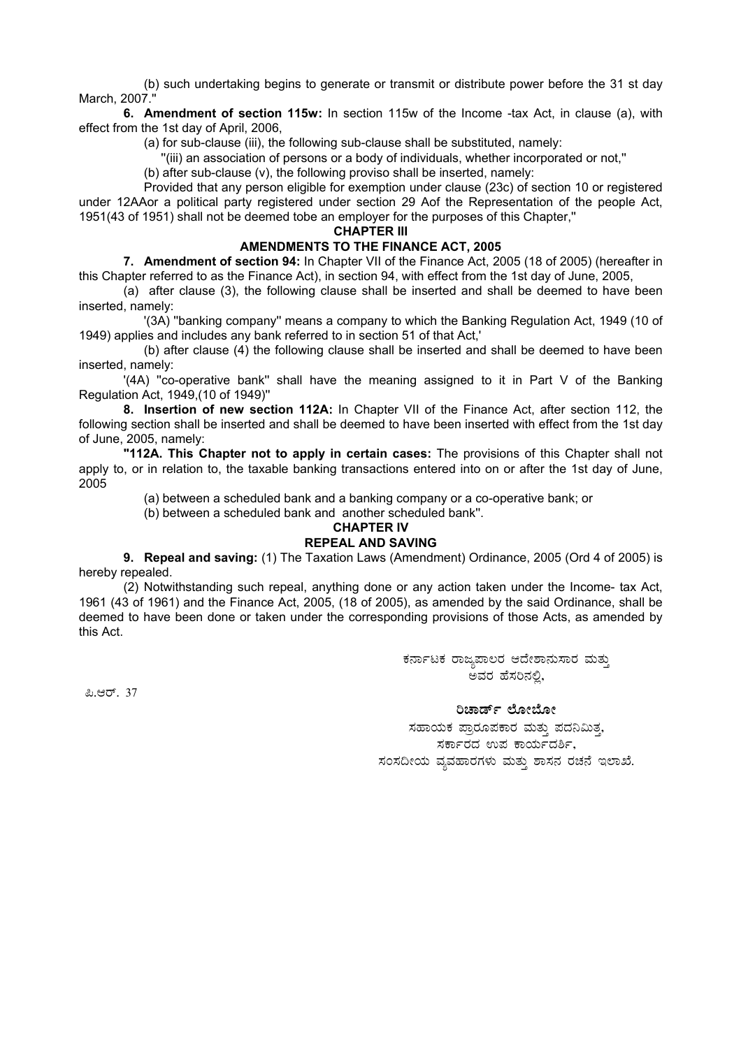(b) such undertaking begins to generate or transmit or distribute power before the 31 st day March, 2007.''

**6. Amendment of section 115w:** In section 115w of the Income -tax Act, in clause (a), with effect from the 1st day of April, 2006,

(a) for sub-clause (iii), the following sub-clause shall be substituted, namely:

''(iii) an association of persons or a body of individuals, whether incorporated or not,''

(b) after sub-clause (v), the following proviso shall be inserted, namely:

Provided that any person eligible for exemption under clause (23c) of section 10 or registered under 12AAor a political party registered under section 29 Aof the Representation of the people Act, 1951(43 of 1951) shall not be deemed tobe an employer for the purposes of this Chapter,''

## CHAPTER III

## AMENDMENTS TO THE FINANCE ACT, 2005

**7. Amendment of section 94:** In Chapter VII of the Finance Act, 2005 (18 of 2005) (hereafter in this Chapter referred to as the Finance Act), in section 94, with effect from the 1st day of June, 2005,

(a) after clause (3), the following clause shall be inserted and shall be deemed to have been inserted, namely:

'(3A) ''banking company'' means a company to which the Banking Regulation Act, 1949 (10 of 1949) applies and includes any bank referred to in section 51 of that Act,'

(b) after clause (4) the following clause shall be inserted and shall be deemed to have been inserted, namely:

'(4A) ''co-operative bank'' shall have the meaning assigned to it in Part V of the Banking Regulation Act, 1949,(10 of 1949)''

**8. Insertion of new section 112A:** In Chapter VII of the Finance Act, after section 112, the following section shall be inserted and shall be deemed to have been inserted with effect from the 1st day of June, 2005, namely:

**''112A. This Chapter not to apply in certain cases:** The provisions of this Chapter shall not apply to, or in relation to, the taxable banking transactions entered into on or after the 1st day of June, 2005

(a) between a scheduled bank and a banking company or a co-operative bank; or

(b) between a scheduled bank and another scheduled bank''.

## CHAPTER IV

## REPEAL AND SAVING

**9. Repeal and saving:** (1) The Taxation Laws (Amendment) Ordinance, 2005 (Ord 4 of 2005) is hereby repealed.

(2) Notwithstanding such repeal, anything done or any action taken under the Income- tax Act, 1961 (43 of 1961) and the Finance Act, 2005, (18 of 2005), as amended by the said Ordinance, shall be deemed to have been done or taken under the corresponding provisions of those Acts, as amended by this Act.

ಕರ್ನಾಟಕ ರಾಜ್ಯಪಾಲರ ಆದೇಶಾನುಸಾರ ಮತ್ತು
ಅವರ ಹೆಸರಿನಲ್ಲಿ,

ಪಿ.ಆರ್. 37

**ರಿಚಾರ್ಡ್ ಲೋಬೋ**

ಸಹಾಯಕ ಪ್ರಾರೂಪಕಾರ ಮತ್ತು ಪದನಿಮಿತ್ತ,
ಸರ್ಕಾರದ ಉಪ ಕಾರ್ಯದರ್ಶಿ,
ಸಂಸದೀಯ ವ್ಯವಹಾರಗಳು ಮತ್ತು ಶಾಸನ ರಚನೆ ಇಲಾಖೆ.